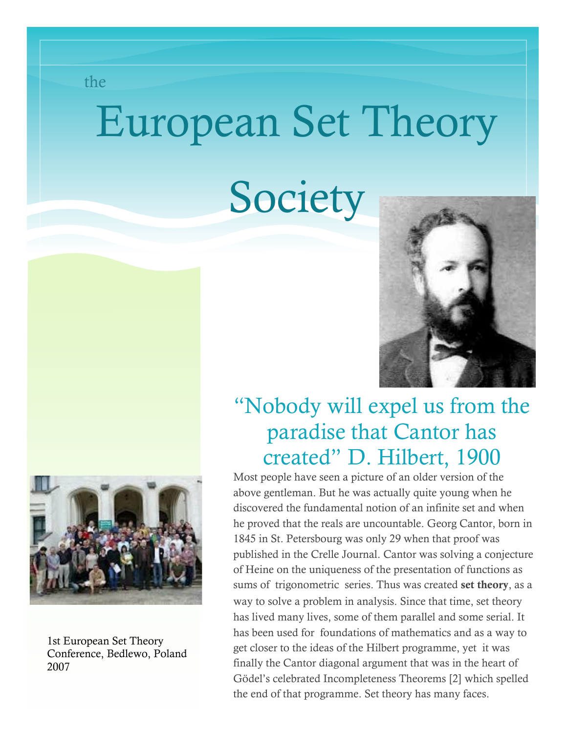the

# European Set Theory Society

1st European Set Theory Conference, Bedlewo, Poland 2007

## "Nobody will expel us from the paradise that Cantor has created" D. Hilbert, 1900

Most people have seen a picture of an older version of the above gentleman. But he was actually quite young when he discovered the fundamental notion of an infinite set and when he proved that the reals are uncountable. Georg Cantor, born in 1845 in St. Petersbourg was only 29 when that proof was published in the Crelle Journal. Cantor was solving a conjecture of Heine on the uniqueness of the presentation of functions as sums of trigonometric series. Thus was created **set theory**, as a way to solve a problem in analysis. Since that time, set theory has lived many lives, some of them parallel and some serial. It has been used for foundations of mathematics and as a way to get closer to the ideas of the Hilbert programme, yet it was finally the Cantor diagonal argument that was in the heart of Gödel's celebrated Incompleteness Theorems [2] which spelled the end of that programme. Set theory has many faces.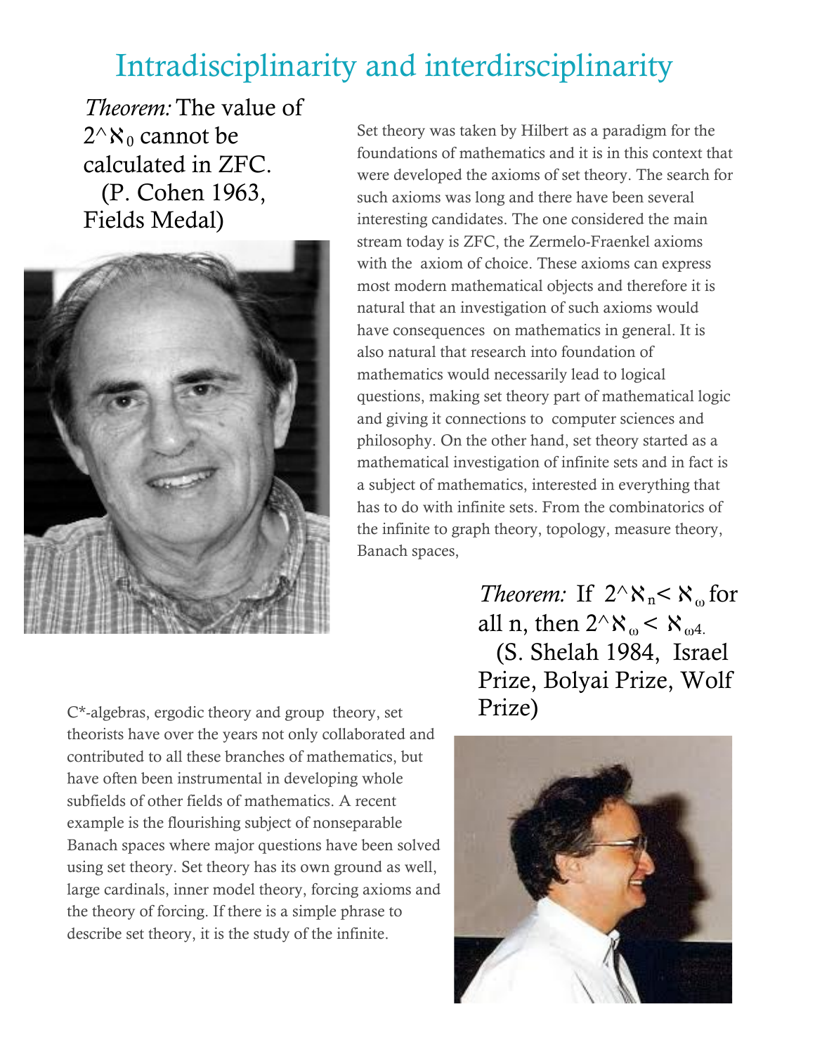# Intradisciplinarity and interdirsciplinarity

*Theorem:* The value of $2^{\aleph_0}$ cannot be calculated in ZFC. (P. Cohen 1963, Fields Medal)

Set theory was taken by Hilbert as a paradigm for the foundations of mathematics and it is in this context that were developed the axioms of set theory. The search for such axioms was long and there have been several interesting candidates. The one considered the main stream today is ZFC, the Zermelo-Fraenkel axioms with the axiom of choice. These axioms can express most modern mathematical objects and therefore it is natural that an investigation of such axioms would have consequences on mathematics in general. It is also natural that research into foundation of mathematics would necessarily lead to logical questions, making set theory part of mathematical logic and giving it connections to computer sciences and philosophy. On the other hand, set theory started as a mathematical investigation of infinite sets and in fact is a subject of mathematics, interested in everything that has to do with infinite sets. From the combinatorics of the infinite to graph theory, topology, measure theory, Banach spaces, C*-algebras, ergodic theory and group theory, set theorists have over the years not only collaborated and contributed to all these branches of mathematics, but have often been instrumental in developing whole subfields of other fields of mathematics. A recent example is the flourishing subject of nonseparable Banach spaces where major questions have been solved using set theory. Set theory has its own ground as well, large cardinals, inner model theory, forcing axioms and the theory of forcing. If there is a simple phrase to describe set theory, it is the study of the infinite.

*Theorem:* If $2^{\aleph_n} < \aleph_\omega$ for all n, then $2^{\aleph_\omega} < \aleph_{\omega 4}$. (S. Shelah 1984, Israel Prize, Bolyai Prize, Wolf Prize)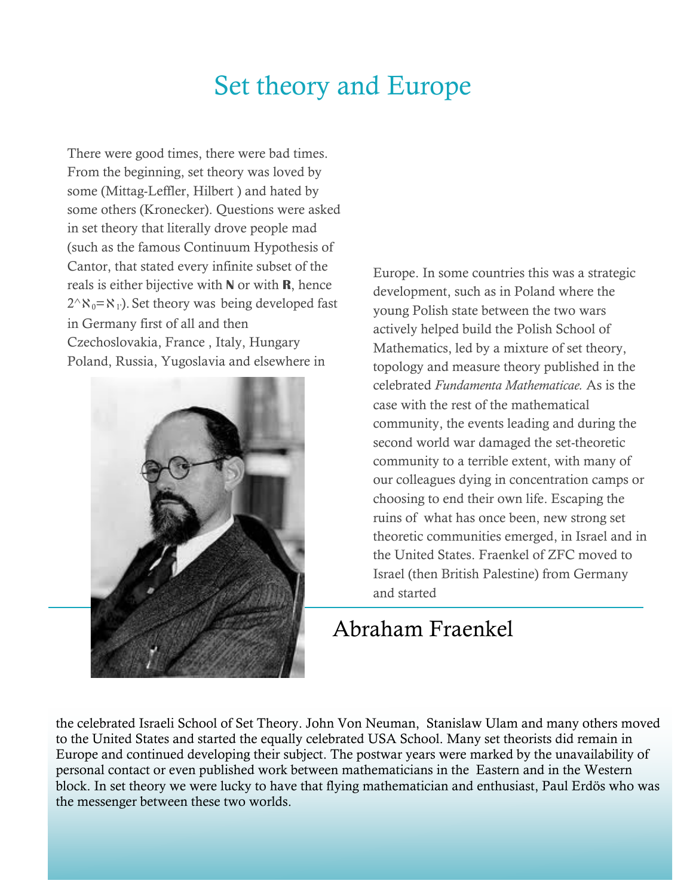# Set theory and Europe

There were good times, there were bad times. From the beginning, set theory was loved by some (Mittag-Leffler, Hilbert ) and hated by some others (Kronecker). Questions were asked in set theory that literally drove people mad (such as the famous Continuum Hypothesis of Cantor, that stated every infinite subset of the reals is either bijective with **N** or with **R**, hence $2^{\aleph_0}=\aleph_1$). Set theory was being developed fast in Germany first of all and then Czechoslovakia, France , Italy, Hungary Poland, Russia, Yugoslavia and elsewhere in Europe. In some countries this was a strategic development, such as in Poland where the young Polish state between the two wars actively helped build the Polish School of Mathematics, led by a mixture of set theory, topology and measure theory published in the celebrated *Fundamenta Mathematicae.* As is the case with the rest of the mathematical community, the events leading and during the second world war damaged the set-theoretic community to a terrible extent, with many of our colleagues dying in concentration camps or choosing to end their own life. Escaping the ruins of what has once been, new strong set theoretic communities emerged, in Israel and in the United States. Fraenkel of ZFC moved to Israel (then British Palestine) from Germany and started the celebrated Israeli School of Set Theory. John Von Neuman, Stanislaw Ulam and many others moved to the United States and started the equally celebrated USA School. Many set theorists did remain in Europe and continued developing their subject. The postwar years were marked by the unavailability of personal contact or even published work between mathematicians in the Eastern and in the Western block. In set theory we were lucky to have that flying mathematician and enthusiast, Paul Erdös who was the messenger between these two worlds.

Abraham Fraenkel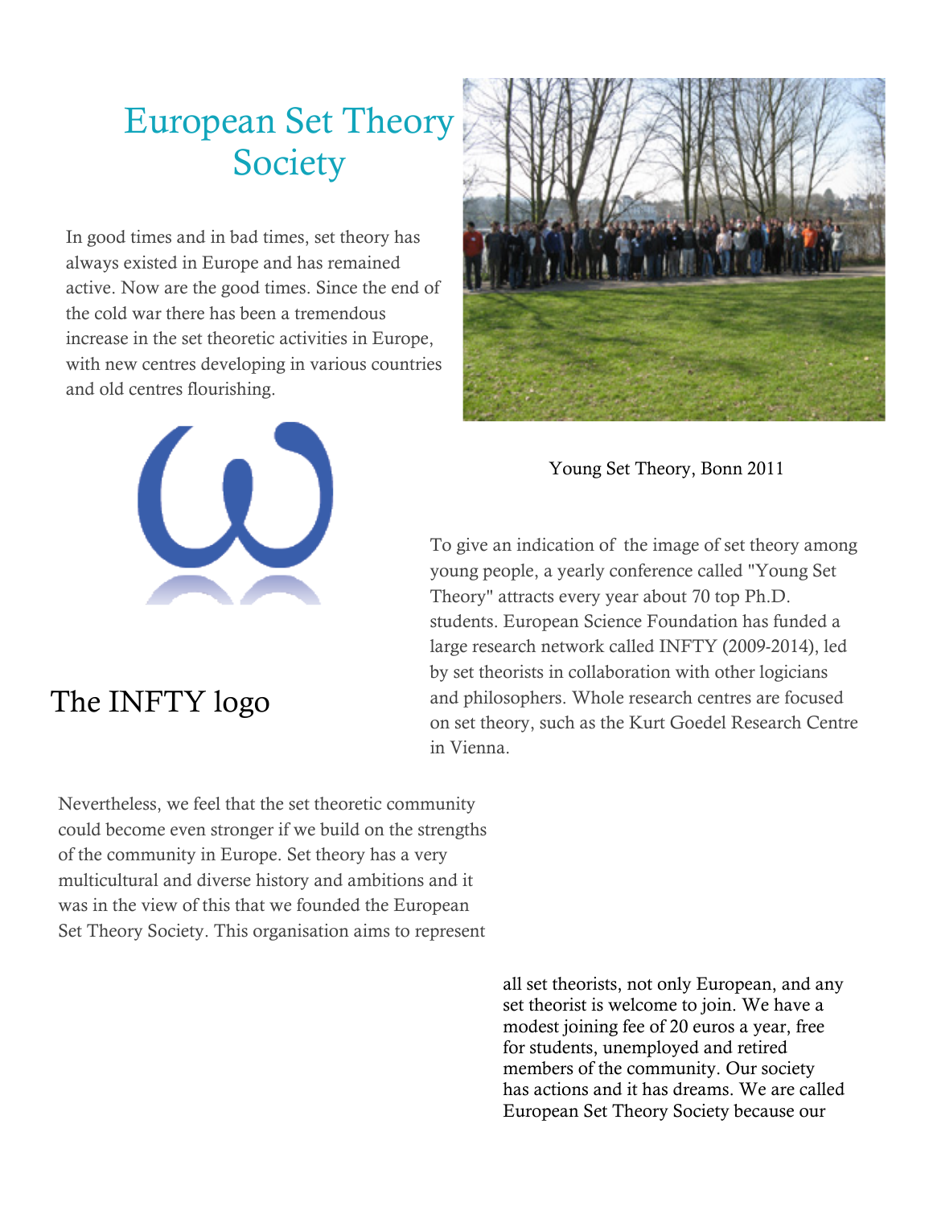# European Set Theory Society

In good times and in bad times, set theory has always existed in Europe and has remained active. Now are the good times. Since the end of the cold war there has been a tremendous increase in the set theoretic activities in Europe, with new centres developing in various countries and old centres flourishing.

Young Set Theory, Bonn 2011

To give an indication of the image of set theory among young people, a yearly conference called "Young Set Theory" attracts every year about 70 top Ph.D. students. European Science Foundation has funded a large research network called INFTY (2009-2014), led by set theorists in collaboration with other logicians and philosophers. Whole research centres are focused on set theory, such as the Kurt Goedel Research Centre in Vienna.

The INFTY logo

Nevertheless, we feel that the set theoretic community could become even stronger if we build on the strengths of the community in Europe. Set theory has a very multicultural and diverse history and ambitions and it was in the view of this that we founded the European Set Theory Society. This organisation aims to represent all set theorists, not only European, and any set theorist is welcome to join. We have a modest joining fee of 20 euros a year, free for students, unemployed and retired members of the community. Our society has actions and it has dreams. We are called European Set Theory Society because our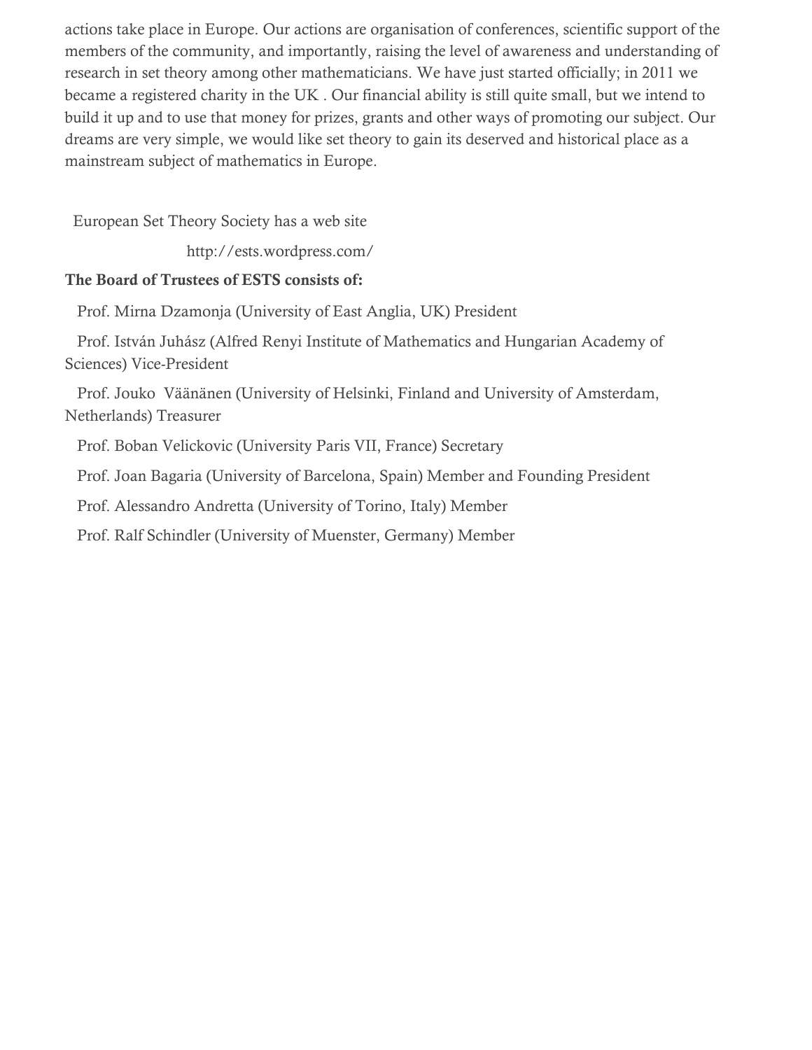actions take place in Europe. Our actions are organisation of conferences, scientific support of the members of the community, and importantly, raising the level of awareness and understanding of research in set theory among other mathematicians. We have just started officially; in 2011 we became a registered charity in the UK . Our financial ability is still quite small, but we intend to build it up and to use that money for prizes, grants and other ways of promoting our subject. Our dreams are very simple, we would like set theory to gain its deserved and historical place as a mainstream subject of mathematics in Europe.

European Set Theory Society has a web site

http://ests.wordpress.com/

**The Board of Trustees of ESTS consists of:**

Prof. Mirna Dzamonja (University of East Anglia, UK) President

Prof. István Juhász (Alfred Renyi Institute of Mathematics and Hungarian Academy of Sciences) Vice-President

Prof. Jouko Väänänen (University of Helsinki, Finland and University of Amsterdam, Netherlands) Treasurer

Prof. Boban Velickovic (University Paris VII, France) Secretary

Prof. Joan Bagaria (University of Barcelona, Spain) Member and Founding President

Prof. Alessandro Andretta (University of Torino, Italy) Member

Prof. Ralf Schindler (University of Muenster, Germany) Member